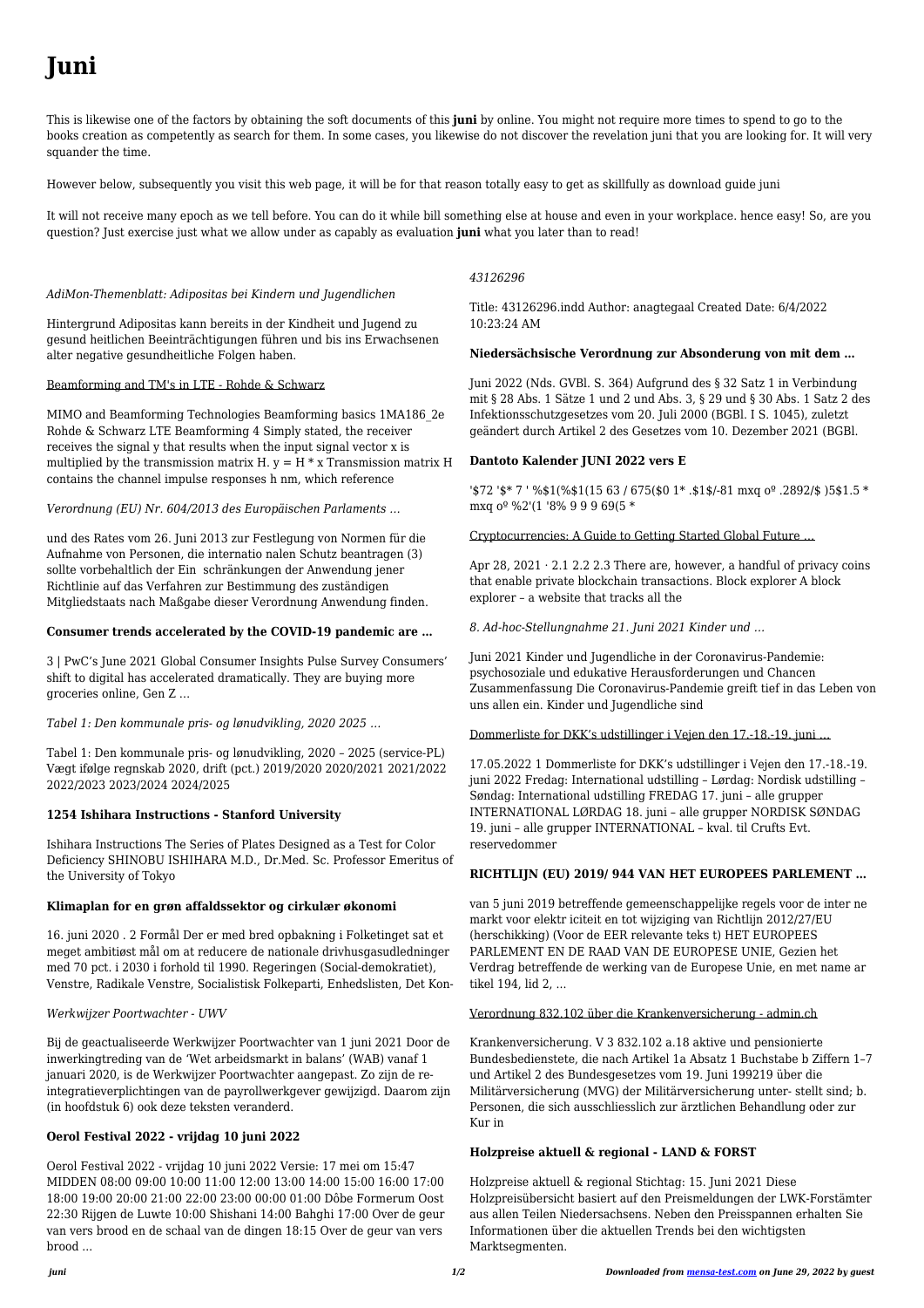# Juni

This is likewise one of the factors by obtaining the soft documents of this **juni** by online. You might not require more times to spend to go to the books creation as competently as search for them. In some cases, you likewise do not discover the revelation juni that you are looking for. It will very squander the time.

However below, subsequently you visit this web page, it will be for that reason totally easy to get as skillfully as download guide juni

It will not receive many epoch as we tell before. You can do it while bill something else at house and even in your workplace. hence easy! So, are you question? Just exercise just what we allow under as capably as evaluation **juni** what you later than to read!

*AdiMon-Themenblatt: Adipositas bei Kindern und Jugendlichen*

Hintergrund Adipositas kann bereits in der Kindheit und Jugend zu gesund heitlichen Beeinträchtigungen führen und bis ins Erwachsenen alter negative gesundheitliche Folgen haben.

Beamforming and TM's in LTE - Rohde & Schwarz

MIMO and Beamforming Technologies Beamforming basics 1MA186_2e Rohde & Schwarz LTE Beamforming 4 Simply stated, the receiver receives the signal y that results when the input signal vector x is multiplied by the transmission matrix H. y = H * x Transmission matrix H contains the channel impulse responses h nm, which reference

*Verordnung (EU) Nr. 604/2013 des Europäischen Parlaments …*

und des Rates vom 26. Juni 2013 zur Festlegung von Normen für die Aufnahme von Personen, die internatio nalen Schutz beantragen (3) sollte vorbehaltlich der Ein schränkungen der Anwendung jener Richtlinie auf das Verfahren zur Bestimmung des zuständigen Mitgliedstaats nach Maßgabe dieser Verordnung Anwendung finden.

**Consumer trends accelerated by the COVID-19 pandemic are …**

3 | PwC's June 2021 Global Consumer Insights Pulse Survey Consumers' shift to digital has accelerated dramatically. They are buying more groceries online, Gen Z …

*Tabel 1: Den kommunale pris- og lønudvikling, 2020 2025 …*

Tabel 1: Den kommunale pris- og lønudvikling, 2020 – 2025 (service-PL) Vægt ifølge regnskab 2020, drift (pct.) 2019/2020 2020/2021 2021/2022 2022/2023 2023/2024 2024/2025

**1254 Ishihara Instructions - Stanford University**

Ishihara Instructions The Series of Plates Designed as a Test for Color Deficiency SHINOBU ISHIHARA M.D., Dr.Med. Sc. Professor Emeritus of the University of Tokyo

**Klimaplan for en grøn affaldssektor og cirkulær økonomi**

16. juni 2020 . 2 Formål Der er med bred opbakning i Folketinget sat et meget ambitiøst mål om at reducere de nationale drivhusgasudledninger med 70 pct. i 2030 i forhold til 1990. Regeringen (Social-demokratiet), Venstre, Radikale Venstre, Socialistisk Folkeparti, Enhedslisten, Det Kon-

*Werkwijzer Poortwachter - UWV*

Bij de geactualiseerde Werkwijzer Poortwachter van 1 juni 2021 Door de inwerkingtreding van de 'Wet arbeidsmarkt in balans' (WAB) vanaf 1 januari 2020, is de Werkwijzer Poortwachter aangepast. Zo zijn de re-integratieverplichtingen van de payrollwerkgever gewijzigd. Daarom zijn (in hoofdstuk 6) ook deze teksten veranderd.

**Oerol Festival 2022 - vrijdag 10 juni 2022**

Oerol Festival 2022 - vrijdag 10 juni 2022 Versie: 17 mei om 15:47 MIDDEN 08:00 09:00 10:00 11:00 12:00 13:00 14:00 15:00 16:00 17:00 18:00 19:00 20:00 21:00 22:00 23:00 00:00 01:00 Dôbe Formerum Oost 22:30 Rijgen de Luwte 10:00 Shishani 14:00 Bahghi 17:00 Over de geur van vers brood en de schaal van de dingen 18:15 Over de geur van vers brood …

*43126296*

Title: 43126296.indd Author: anagtegaal Created Date: 6/4/2022 10:23:24 AM

**Niedersächsische Verordnung zur Absonderung von mit dem …**

Juni 2022 (Nds. GVBl. S. 364) Aufgrund des § 32 Satz 1 in Verbindung mit § 28 Abs. 1 Sätze 1 und 2 und Abs. 3, § 29 und § 30 Abs. 1 Satz 2 des Infektionsschutzgesetzes vom 20. Juli 2000 (BGBl. I S. 1045), zuletzt geändert durch Artikel 2 des Gesetzes vom 10. Dezember 2021 (BGBl.

**Dantoto Kalender JUNI 2022 vers E**

'$72 '$* 7 ' %$1(%$1(15 63 / 675($0 1* .$1$/-81 mxq oº .2892/$ )5$1.5 * mxq oº %2'(1 '8% 9 9 9 69(5 *

Cryptocurrencies: A Guide to Getting Started Global Future …

Apr 28, 2021 · 2.1 2.2 2.3 There are, however, a handful of privacy coins that enable private blockchain transactions. Block explorer A block explorer – a website that tracks all the

*8. Ad-hoc-Stellungnahme 21. Juni 2021 Kinder und …*

Juni 2021 Kinder und Jugendliche in der Coronavirus-Pandemie: psychosoziale und edukative Herausforderungen und Chancen Zusammenfassung Die Coronavirus-Pandemie greift tief in das Leben von uns allen ein. Kinder und Jugendliche sind

Dommerliste for DKK's udstillinger i Vejen den 17.-18.-19. juni …

17.05.2022 1 Dommerliste for DKK's udstillinger i Vejen den 17.-18.-19. juni 2022 Fredag: International udstilling – Lørdag: Nordisk udstilling – Søndag: International udstilling FREDAG 17. juni – alle grupper INTERNATIONAL LØRDAG 18. juni – alle grupper NORDISK SØNDAG 19. juni – alle grupper INTERNATIONAL – kval. til Crufts Evt. reservedommer

**RICHTLIJN (EU) 2019/ 944 VAN HET EUROPEES PARLEMENT …**

van 5 juni 2019 betreffende gemeenschappelijke regels voor de inter ne markt voor elektr iciteit en tot wijziging van Richtlijn 2012/27/EU (herschikking) (Voor de EER relevante teks t) HET EUROPEES PARLEMENT EN DE RAAD VAN DE EUROPESE UNIE, Gezien het Verdrag betreffende de werking van de Europese Unie, en met name ar tikel 194, lid 2, …

Verordnung 832.102 über die Krankenversicherung - admin.ch

Krankenversicherung. V 3 832.102 a.18 aktive und pensionierte Bundesbedienstete, die nach Artikel 1a Absatz 1 Buchstabe b Ziffern 1–7 und Artikel 2 des Bundesgesetzes vom 19. Juni 199219 über die Militärversicherung (MVG) der Militärversicherung unter- stellt sind; b. Personen, die sich ausschliesslich zur ärztlichen Behandlung oder zur Kur in

**Holzpreise aktuell & regional - LAND & FORST**

Holzpreise aktuell & regional Stichtag: 15. Juni 2021 Diese Holzpreisübersicht basiert auf den Preismeldungen der LWK-Forstämter aus allen Teilen Niedersachsens. Neben den Preisspannen erhalten Sie Informationen über die aktuellen Trends bei den wichtigsten Marktsegmenten.